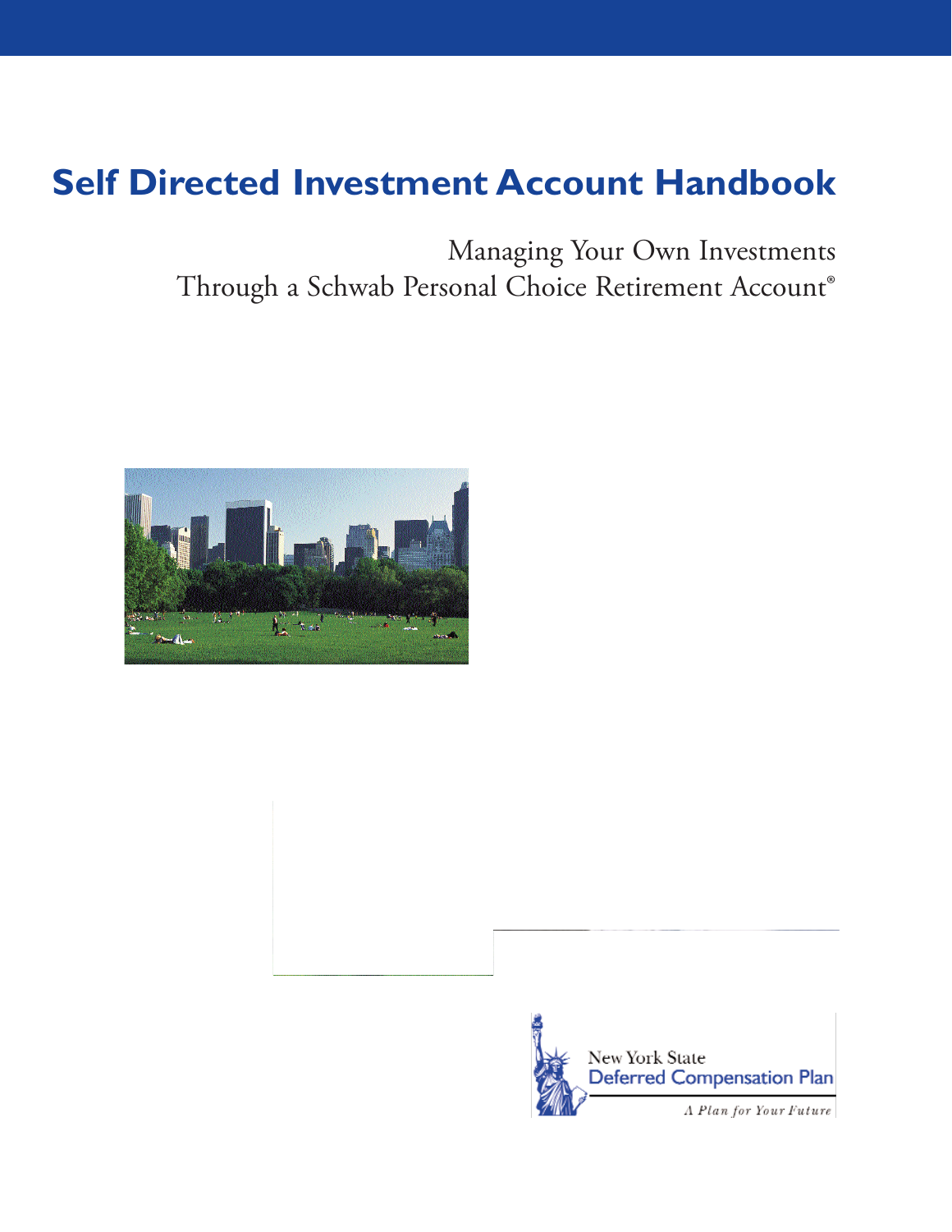# Self Directed Investment Account Handbook

Managing Your Own Investments
Through a Schwab Personal Choice Retirement Account®

New York State
Deferred Compensation Plan
*A Plan for Your Future*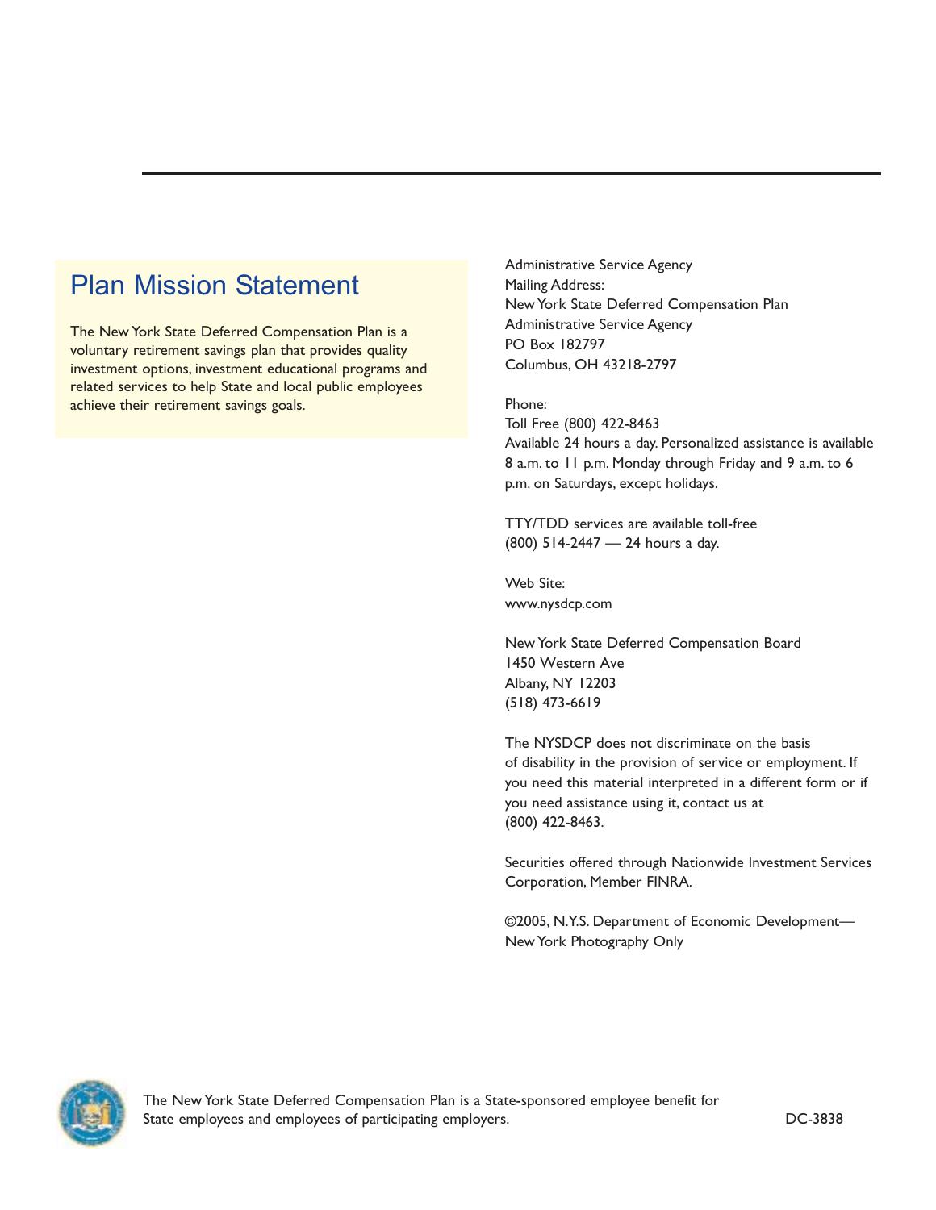## Plan Mission Statement

The New York State Deferred Compensation Plan is a voluntary retirement savings plan that provides quality investment options, investment educational programs and related services to help State and local public employees achieve their retirement savings goals.

Administrative Service Agency
Mailing Address:
New York State Deferred Compensation Plan
Administrative Service Agency
PO Box 182797
Columbus, OH 43218-2797

Phone:
Toll Free (800) 422-8463
Available 24 hours a day. Personalized assistance is available 8 a.m. to 11 p.m. Monday through Friday and 9 a.m. to 6 p.m. on Saturdays, except holidays.

TTY/TDD services are available toll-free
(800) 514-2447 — 24 hours a day.

Web Site:
www.nysdcp.com

New York State Deferred Compensation Board
1450 Western Ave
Albany, NY 12203
(518) 473-6619

The NYSDCP does not discriminate on the basis of disability in the provision of service or employment. If you need this material interpreted in a different form or if you need assistance using it, contact us at (800) 422-8463.

Securities offered through Nationwide Investment Services Corporation, Member FINRA.

©2005, N.Y.S. Department of Economic Development—New York Photography Only

The New York State Deferred Compensation Plan is a State-sponsored employee benefit for State employees and employees of participating employers.

DC-3838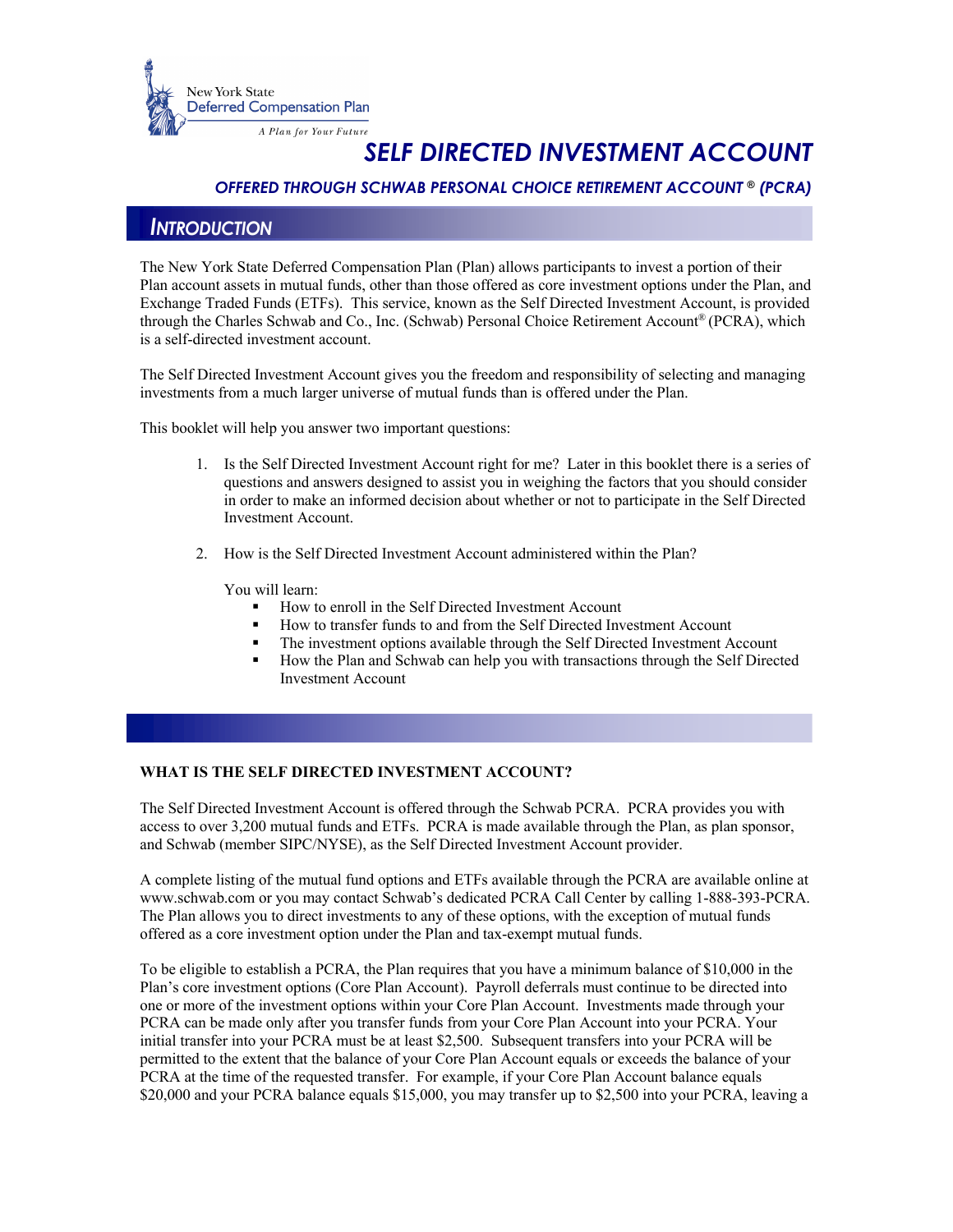New York State Deferred Compensation Plan

*A Plan for Your Future*

# *SELF DIRECTED INVESTMENT ACCOUNT*

### *OFFERED THROUGH SCHWAB PERSONAL CHOICE RETIREMENT ACCOUNT ® (PCRA)*

## INTRODUCTION

The New York State Deferred Compensation Plan (Plan) allows participants to invest a portion of their Plan account assets in mutual funds, other than those offered as core investment options under the Plan, and Exchange Traded Funds (ETFs). This service, known as the Self Directed Investment Account, is provided through the Charles Schwab and Co., Inc. (Schwab) Personal Choice Retirement Account® (PCRA), which is a self-directed investment account.

The Self Directed Investment Account gives you the freedom and responsibility of selecting and managing investments from a much larger universe of mutual funds than is offered under the Plan.

This booklet will help you answer two important questions:

1. Is the Self Directed Investment Account right for me? Later in this booklet there is a series of questions and answers designed to assist you in weighing the factors that you should consider in order to make an informed decision about whether or not to participate in the Self Directed Investment Account.

2. How is the Self Directed Investment Account administered within the Plan?

   You will learn:
   - How to enroll in the Self Directed Investment Account
   - How to transfer funds to and from the Self Directed Investment Account
   - The investment options available through the Self Directed Investment Account
   - How the Plan and Schwab can help you with transactions through the Self Directed Investment Account

### WHAT IS THE SELF DIRECTED INVESTMENT ACCOUNT?

The Self Directed Investment Account is offered through the Schwab PCRA. PCRA provides you with access to over 3,200 mutual funds and ETFs. PCRA is made available through the Plan, as plan sponsor, and Schwab (member SIPC/NYSE), as the Self Directed Investment Account provider.

A complete listing of the mutual fund options and ETFs available through the PCRA are available online at www.schwab.com or you may contact Schwab's dedicated PCRA Call Center by calling 1-888-393-PCRA. The Plan allows you to direct investments to any of these options, with the exception of mutual funds offered as a core investment option under the Plan and tax-exempt mutual funds.

To be eligible to establish a PCRA, the Plan requires that you have a minimum balance of $10,000 in the Plan's core investment options (Core Plan Account). Payroll deferrals must continue to be directed into one or more of the investment options within your Core Plan Account. Investments made through your PCRA can be made only after you transfer funds from your Core Plan Account into your PCRA. Your initial transfer into your PCRA must be at least $2,500. Subsequent transfers into your PCRA will be permitted to the extent that the balance of your Core Plan Account equals or exceeds the balance of your PCRA at the time of the requested transfer. For example, if your Core Plan Account balance equals $20,000 and your PCRA balance equals $15,000, you may transfer up to $2,500 into your PCRA, leaving a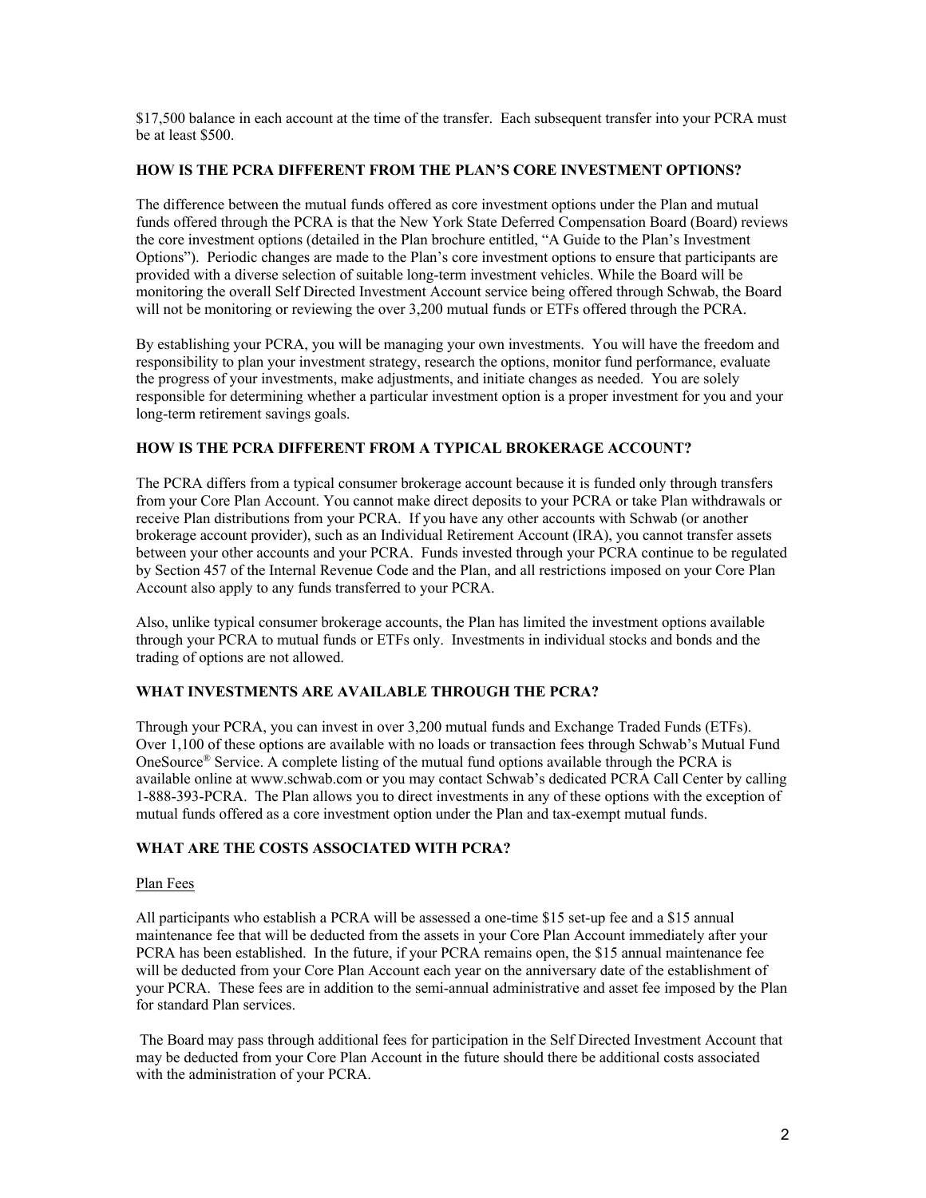$17,500 balance in each account at the time of the transfer. Each subsequent transfer into your PCRA must be at least $500.

**HOW IS THE PCRA DIFFERENT FROM THE PLAN'S CORE INVESTMENT OPTIONS?**

The difference between the mutual funds offered as core investment options under the Plan and mutual funds offered through the PCRA is that the New York State Deferred Compensation Board (Board) reviews the core investment options (detailed in the Plan brochure entitled, "A Guide to the Plan's Investment Options"). Periodic changes are made to the Plan's core investment options to ensure that participants are provided with a diverse selection of suitable long-term investment vehicles. While the Board will be monitoring the overall Self Directed Investment Account service being offered through Schwab, the Board will not be monitoring or reviewing the over 3,200 mutual funds or ETFs offered through the PCRA.

By establishing your PCRA, you will be managing your own investments. You will have the freedom and responsibility to plan your investment strategy, research the options, monitor fund performance, evaluate the progress of your investments, make adjustments, and initiate changes as needed. You are solely responsible for determining whether a particular investment option is a proper investment for you and your long-term retirement savings goals.

**HOW IS THE PCRA DIFFERENT FROM A TYPICAL BROKERAGE ACCOUNT?**

The PCRA differs from a typical consumer brokerage account because it is funded only through transfers from your Core Plan Account. You cannot make direct deposits to your PCRA or take Plan withdrawals or receive Plan distributions from your PCRA. If you have any other accounts with Schwab (or another brokerage account provider), such as an Individual Retirement Account (IRA), you cannot transfer assets between your other accounts and your PCRA. Funds invested through your PCRA continue to be regulated by Section 457 of the Internal Revenue Code and the Plan, and all restrictions imposed on your Core Plan Account also apply to any funds transferred to your PCRA.

Also, unlike typical consumer brokerage accounts, the Plan has limited the investment options available through your PCRA to mutual funds or ETFs only. Investments in individual stocks and bonds and the trading of options are not allowed.

**WHAT INVESTMENTS ARE AVAILABLE THROUGH THE PCRA?**

Through your PCRA, you can invest in over 3,200 mutual funds and Exchange Traded Funds (ETFs). Over 1,100 of these options are available with no loads or transaction fees through Schwab's Mutual Fund OneSource® Service. A complete listing of the mutual fund options available through the PCRA is available online at www.schwab.com or you may contact Schwab's dedicated PCRA Call Center by calling 1-888-393-PCRA. The Plan allows you to direct investments in any of these options with the exception of mutual funds offered as a core investment option under the Plan and tax-exempt mutual funds.

**WHAT ARE THE COSTS ASSOCIATED WITH PCRA?**

Plan Fees

All participants who establish a PCRA will be assessed a one-time $15 set-up fee and a $15 annual maintenance fee that will be deducted from the assets in your Core Plan Account immediately after your PCRA has been established. In the future, if your PCRA remains open, the $15 annual maintenance fee will be deducted from your Core Plan Account each year on the anniversary date of the establishment of your PCRA. These fees are in addition to the semi-annual administrative and asset fee imposed by the Plan for standard Plan services.

The Board may pass through additional fees for participation in the Self Directed Investment Account that may be deducted from your Core Plan Account in the future should there be additional costs associated with the administration of your PCRA.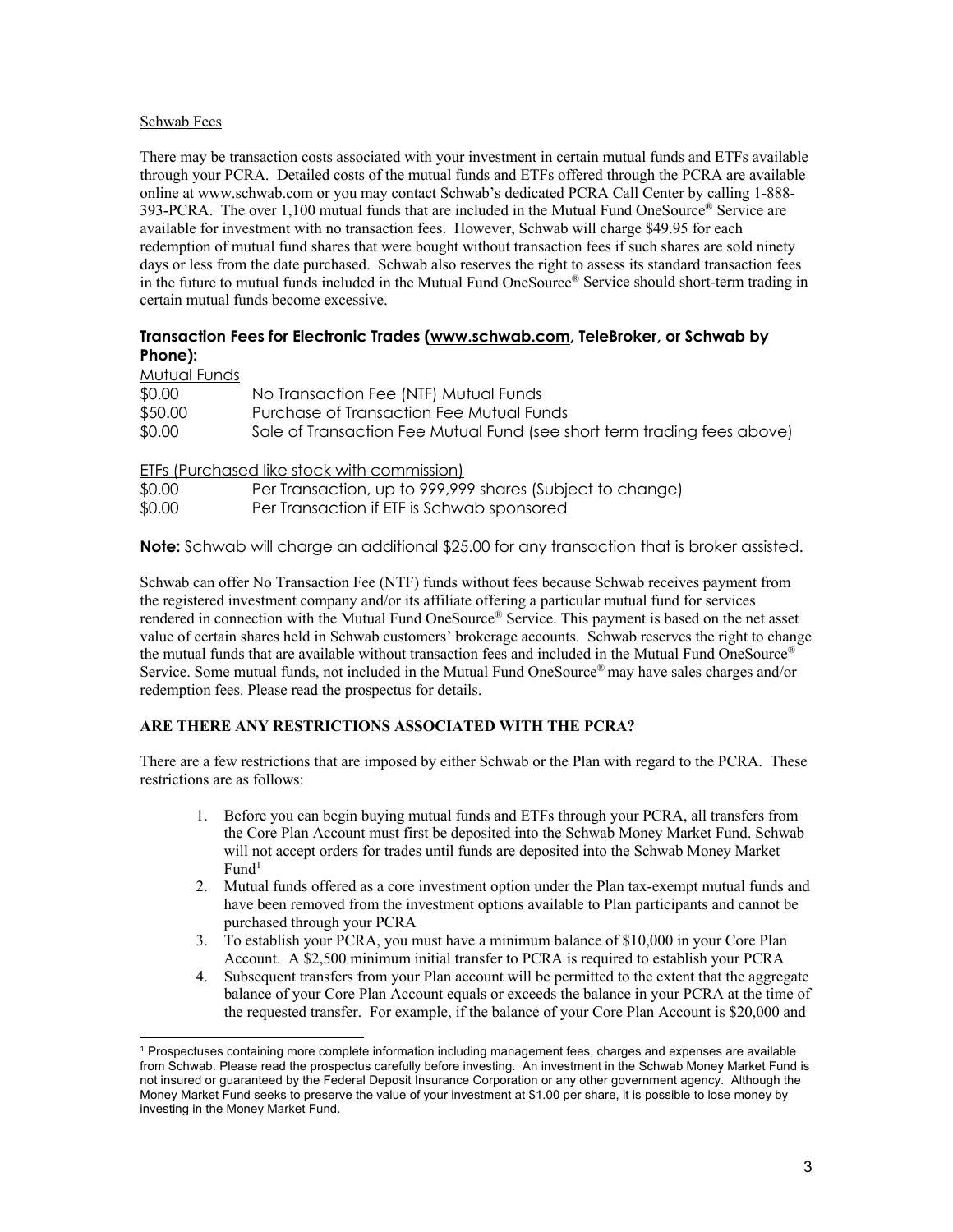Schwab Fees

There may be transaction costs associated with your investment in certain mutual funds and ETFs available through your PCRA. Detailed costs of the mutual funds and ETFs offered through the PCRA are available online at www.schwab.com or you may contact Schwab's dedicated PCRA Call Center by calling 1-888-393-PCRA. The over 1,100 mutual funds that are included in the Mutual Fund OneSource® Service are available for investment with no transaction fees. However, Schwab will charge $49.95 for each redemption of mutual fund shares that were bought without transaction fees if such shares are sold ninety days or less from the date purchased. Schwab also reserves the right to assess its standard transaction fees in the future to mutual funds included in the Mutual Fund OneSource® Service should short-term trading in certain mutual funds become excessive.

### Transaction Fees for Electronic Trades (www.schwab.com, TeleBroker, or Schwab by Phone):

Mutual Funds

| | |
|---|---|
| $0.00 | No Transaction Fee (NTF) Mutual Funds |
| $50.00 | Purchase of Transaction Fee Mutual Funds |
| $0.00 | Sale of Transaction Fee Mutual Fund (see short term trading fees above) |

ETFs (Purchased like stock with commission)

| | |
|---|---|
| $0.00 | Per Transaction, up to 999,999 shares (Subject to change) |
| $0.00 | Per Transaction if ETF is Schwab sponsored |

**Note:** Schwab will charge an additional $25.00 for any transaction that is broker assisted.

Schwab can offer No Transaction Fee (NTF) funds without fees because Schwab receives payment from the registered investment company and/or its affiliate offering a particular mutual fund for services rendered in connection with the Mutual Fund OneSource® Service. This payment is based on the net asset value of certain shares held in Schwab customers' brokerage accounts. Schwab reserves the right to change the mutual funds that are available without transaction fees and included in the Mutual Fund OneSource® Service. Some mutual funds, not included in the Mutual Fund OneSource® may have sales charges and/or redemption fees. Please read the prospectus for details.

**ARE THERE ANY RESTRICTIONS ASSOCIATED WITH THE PCRA?**

There are a few restrictions that are imposed by either Schwab or the Plan with regard to the PCRA. These restrictions are as follows:

1. Before you can begin buying mutual funds and ETFs through your PCRA, all transfers from the Core Plan Account must first be deposited into the Schwab Money Market Fund. Schwab will not accept orders for trades until funds are deposited into the Schwab Money Market Fund[1]
2. Mutual funds offered as a core investment option under the Plan tax-exempt mutual funds and have been removed from the investment options available to Plan participants and cannot be purchased through your PCRA
3. To establish your PCRA, you must have a minimum balance of $10,000 in your Core Plan Account. A $2,500 minimum initial transfer to PCRA is required to establish your PCRA
4. Subsequent transfers from your Plan account will be permitted to the extent that the aggregate balance of your Core Plan Account equals or exceeds the balance in your PCRA at the time of the requested transfer. For example, if the balance of your Core Plan Account is $20,000 and

[1] Prospectuses containing more complete information including management fees, charges and expenses are available from Schwab. Please read the prospectus carefully before investing. An investment in the Schwab Money Market Fund is not insured or guaranteed by the Federal Deposit Insurance Corporation or any other government agency. Although the Money Market Fund seeks to preserve the value of your investment at $1.00 per share, it is possible to lose money by investing in the Money Market Fund.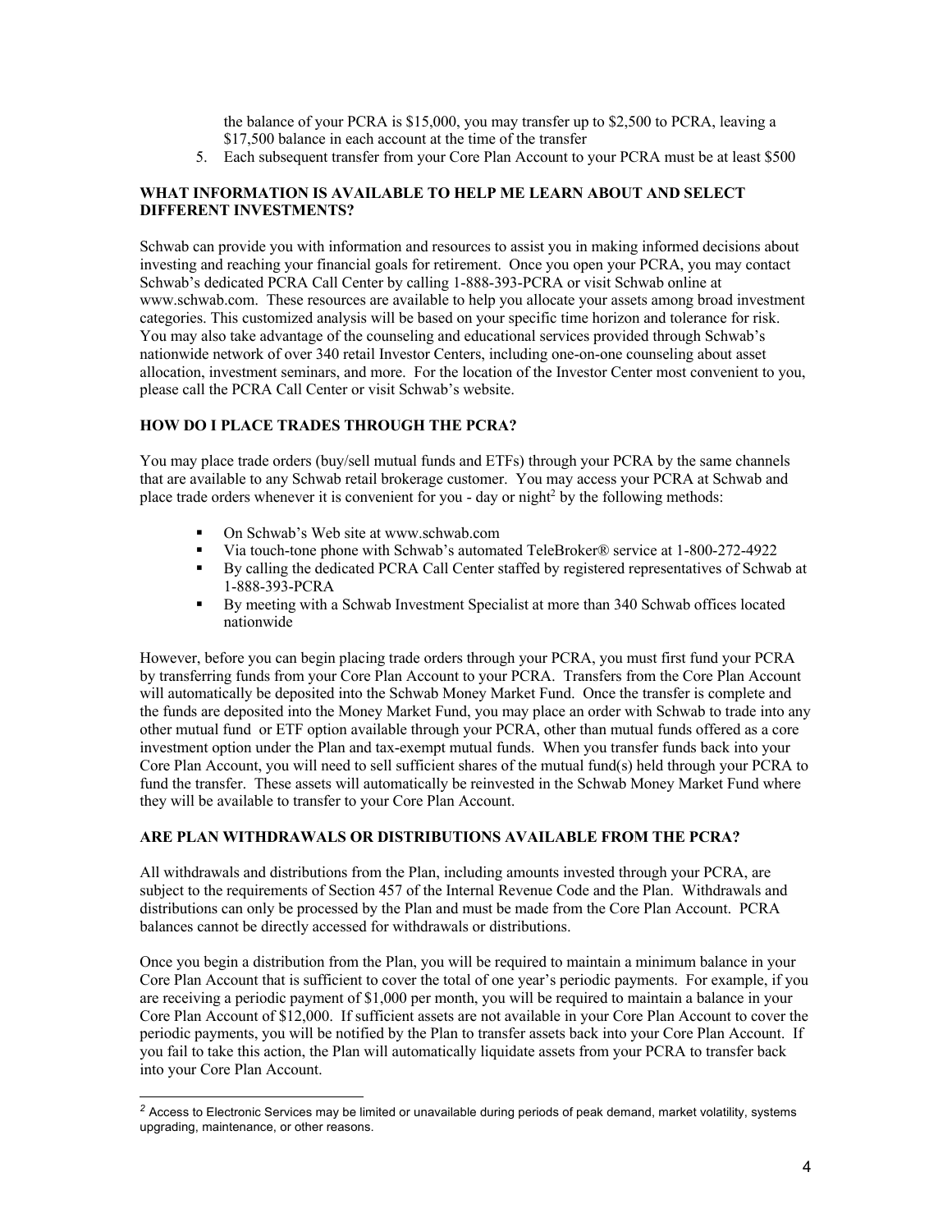the balance of your PCRA is $15,000, you may transfer up to $2,500 to PCRA, leaving a $17,500 balance in each account at the time of the transfer

5. Each subsequent transfer from your Core Plan Account to your PCRA must be at least $500

**WHAT INFORMATION IS AVAILABLE TO HELP ME LEARN ABOUT AND SELECT DIFFERENT INVESTMENTS?**

Schwab can provide you with information and resources to assist you in making informed decisions about investing and reaching your financial goals for retirement. Once you open your PCRA, you may contact Schwab's dedicated PCRA Call Center by calling 1-888-393-PCRA or visit Schwab online at www.schwab.com. These resources are available to help you allocate your assets among broad investment categories. This customized analysis will be based on your specific time horizon and tolerance for risk. You may also take advantage of the counseling and educational services provided through Schwab's nationwide network of over 340 retail Investor Centers, including one-on-one counseling about asset allocation, investment seminars, and more. For the location of the Investor Center most convenient to you, please call the PCRA Call Center or visit Schwab's website.

**HOW DO I PLACE TRADES THROUGH THE PCRA?**

You may place trade orders (buy/sell mutual funds and ETFs) through your PCRA by the same channels that are available to any Schwab retail brokerage customer. You may access your PCRA at Schwab and place trade orders whenever it is convenient for you - day or night[2] by the following methods:

- On Schwab's Web site at www.schwab.com
- Via touch-tone phone with Schwab's automated TeleBroker® service at 1-800-272-4922
- By calling the dedicated PCRA Call Center staffed by registered representatives of Schwab at 1-888-393-PCRA
- By meeting with a Schwab Investment Specialist at more than 340 Schwab offices located nationwide

However, before you can begin placing trade orders through your PCRA, you must first fund your PCRA by transferring funds from your Core Plan Account to your PCRA. Transfers from the Core Plan Account will automatically be deposited into the Schwab Money Market Fund. Once the transfer is complete and the funds are deposited into the Money Market Fund, you may place an order with Schwab to trade into any other mutual fund or ETF option available through your PCRA, other than mutual funds offered as a core investment option under the Plan and tax-exempt mutual funds. When you transfer funds back into your Core Plan Account, you will need to sell sufficient shares of the mutual fund(s) held through your PCRA to fund the transfer. These assets will automatically be reinvested in the Schwab Money Market Fund where they will be available to transfer to your Core Plan Account.

**ARE PLAN WITHDRAWALS OR DISTRIBUTIONS AVAILABLE FROM THE PCRA?**

All withdrawals and distributions from the Plan, including amounts invested through your PCRA, are subject to the requirements of Section 457 of the Internal Revenue Code and the Plan. Withdrawals and distributions can only be processed by the Plan and must be made from the Core Plan Account. PCRA balances cannot be directly accessed for withdrawals or distributions.

Once you begin a distribution from the Plan, you will be required to maintain a minimum balance in your Core Plan Account that is sufficient to cover the total of one year's periodic payments. For example, if you are receiving a periodic payment of $1,000 per month, you will be required to maintain a balance in your Core Plan Account of $12,000. If sufficient assets are not available in your Core Plan Account to cover the periodic payments, you will be notified by the Plan to transfer assets back into your Core Plan Account. If you fail to take this action, the Plan will automatically liquidate assets from your PCRA to transfer back into your Core Plan Account.

---

[2] Access to Electronic Services may be limited or unavailable during periods of peak demand, market volatility, systems upgrading, maintenance, or other reasons.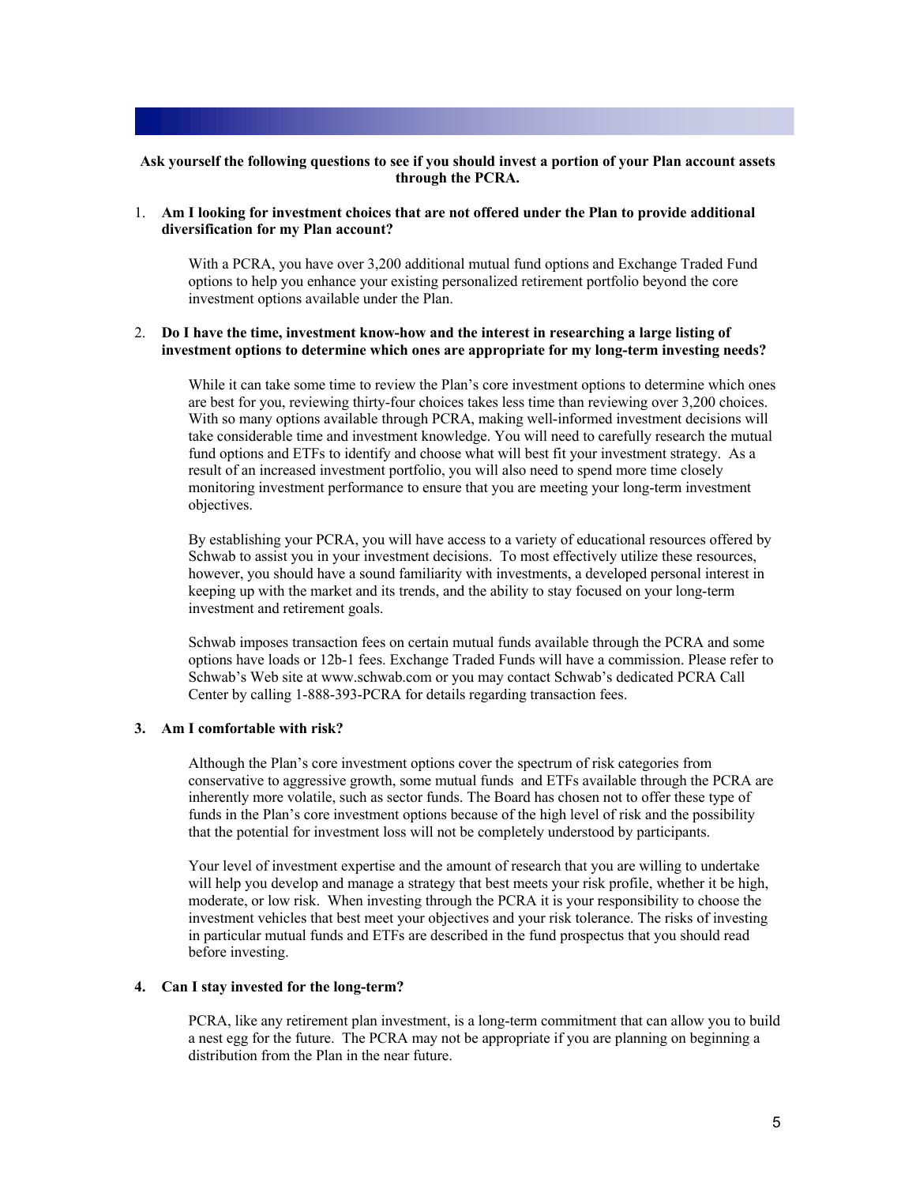**Ask yourself the following questions to see if you should invest a portion of your Plan account assets through the PCRA.**

1. **Am I looking for investment choices that are not offered under the Plan to provide additional diversification for my Plan account?**

   With a PCRA, you have over 3,200 additional mutual fund options and Exchange Traded Fund options to help you enhance your existing personalized retirement portfolio beyond the core investment options available under the Plan.

2. **Do I have the time, investment know-how and the interest in researching a large listing of investment options to determine which ones are appropriate for my long-term investing needs?**

   While it can take some time to review the Plan's core investment options to determine which ones are best for you, reviewing thirty-four choices takes less time than reviewing over 3,200 choices. With so many options available through PCRA, making well-informed investment decisions will take considerable time and investment knowledge. You will need to carefully research the mutual fund options and ETFs to identify and choose what will best fit your investment strategy. As a result of an increased investment portfolio, you will also need to spend more time closely monitoring investment performance to ensure that you are meeting your long-term investment objectives.

   By establishing your PCRA, you will have access to a variety of educational resources offered by Schwab to assist you in your investment decisions. To most effectively utilize these resources, however, you should have a sound familiarity with investments, a developed personal interest in keeping up with the market and its trends, and the ability to stay focused on your long-term investment and retirement goals.

   Schwab imposes transaction fees on certain mutual funds available through the PCRA and some options have loads or 12b-1 fees. Exchange Traded Funds will have a commission. Please refer to Schwab's Web site at www.schwab.com or you may contact Schwab's dedicated PCRA Call Center by calling 1-888-393-PCRA for details regarding transaction fees.

3. **Am I comfortable with risk?**

   Although the Plan's core investment options cover the spectrum of risk categories from conservative to aggressive growth, some mutual funds and ETFs available through the PCRA are inherently more volatile, such as sector funds. The Board has chosen not to offer these type of funds in the Plan's core investment options because of the high level of risk and the possibility that the potential for investment loss will not be completely understood by participants.

   Your level of investment expertise and the amount of research that you are willing to undertake will help you develop and manage a strategy that best meets your risk profile, whether it be high, moderate, or low risk. When investing through the PCRA it is your responsibility to choose the investment vehicles that best meet your objectives and your risk tolerance. The risks of investing in particular mutual funds and ETFs are described in the fund prospectus that you should read before investing.

4. **Can I stay invested for the long-term?**

   PCRA, like any retirement plan investment, is a long-term commitment that can allow you to build a nest egg for the future. The PCRA may not be appropriate if you are planning on beginning a distribution from the Plan in the near future.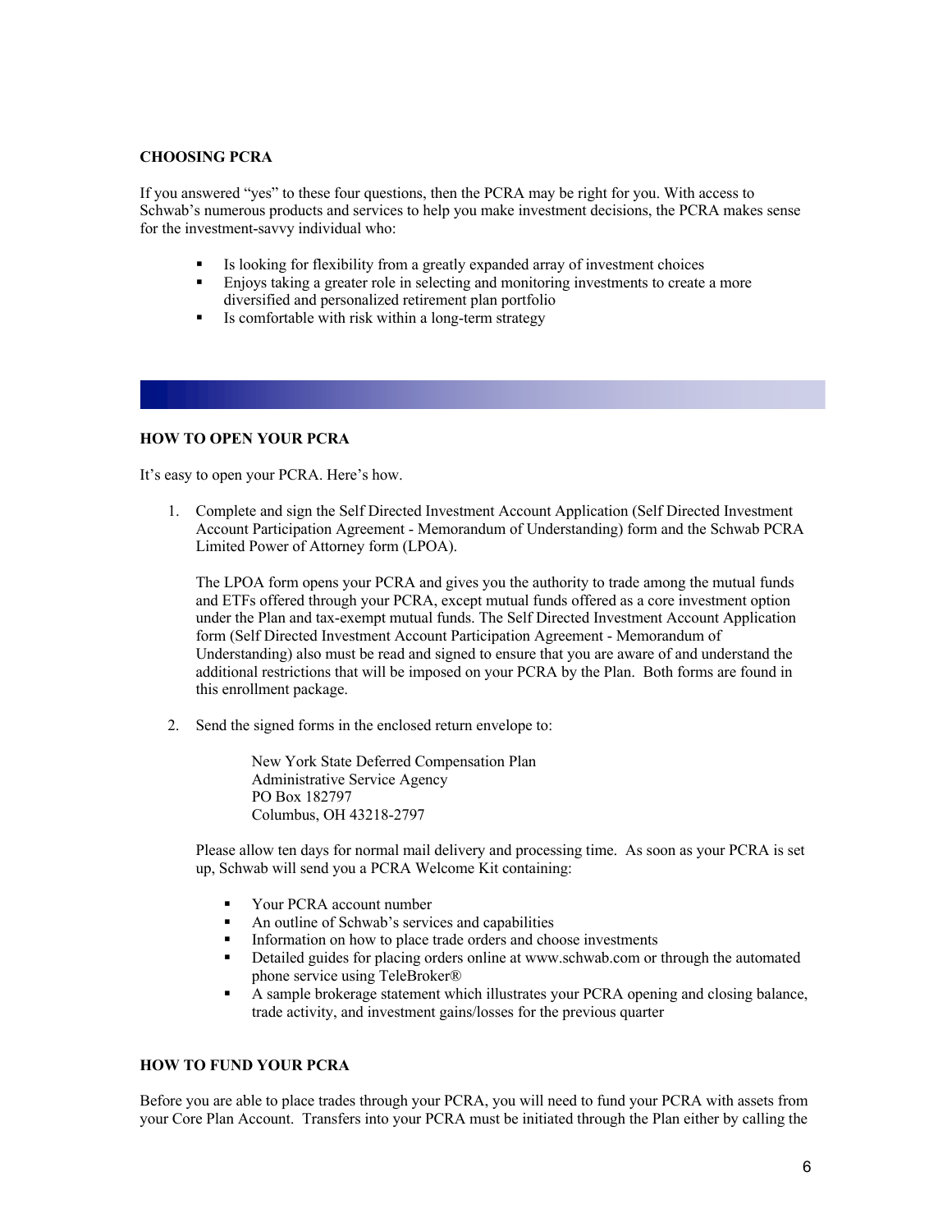## CHOOSING PCRA

If you answered "yes" to these four questions, then the PCRA may be right for you. With access to Schwab's numerous products and services to help you make investment decisions, the PCRA makes sense for the investment-savvy individual who:

- Is looking for flexibility from a greatly expanded array of investment choices
- Enjoys taking a greater role in selecting and monitoring investments to create a more diversified and personalized retirement plan portfolio
- Is comfortable with risk within a long-term strategy

## HOW TO OPEN YOUR PCRA

It's easy to open your PCRA. Here's how.

1. Complete and sign the Self Directed Investment Account Application (Self Directed Investment Account Participation Agreement - Memorandum of Understanding) form and the Schwab PCRA Limited Power of Attorney form (LPOA).

   The LPOA form opens your PCRA and gives you the authority to trade among the mutual funds and ETFs offered through your PCRA, except mutual funds offered as a core investment option under the Plan and tax-exempt mutual funds. The Self Directed Investment Account Application form (Self Directed Investment Account Participation Agreement - Memorandum of Understanding) also must be read and signed to ensure that you are aware of and understand the additional restrictions that will be imposed on your PCRA by the Plan. Both forms are found in this enrollment package.

2. Send the signed forms in the enclosed return envelope to:

   New York State Deferred Compensation Plan
   Administrative Service Agency
   PO Box 182797
   Columbus, OH 43218-2797

   Please allow ten days for normal mail delivery and processing time. As soon as your PCRA is set up, Schwab will send you a PCRA Welcome Kit containing:

   - Your PCRA account number
   - An outline of Schwab's services and capabilities
   - Information on how to place trade orders and choose investments
   - Detailed guides for placing orders online at www.schwab.com or through the automated phone service using TeleBroker®
   - A sample brokerage statement which illustrates your PCRA opening and closing balance, trade activity, and investment gains/losses for the previous quarter

## HOW TO FUND YOUR PCRA

Before you are able to place trades through your PCRA, you will need to fund your PCRA with assets from your Core Plan Account. Transfers into your PCRA must be initiated through the Plan either by calling the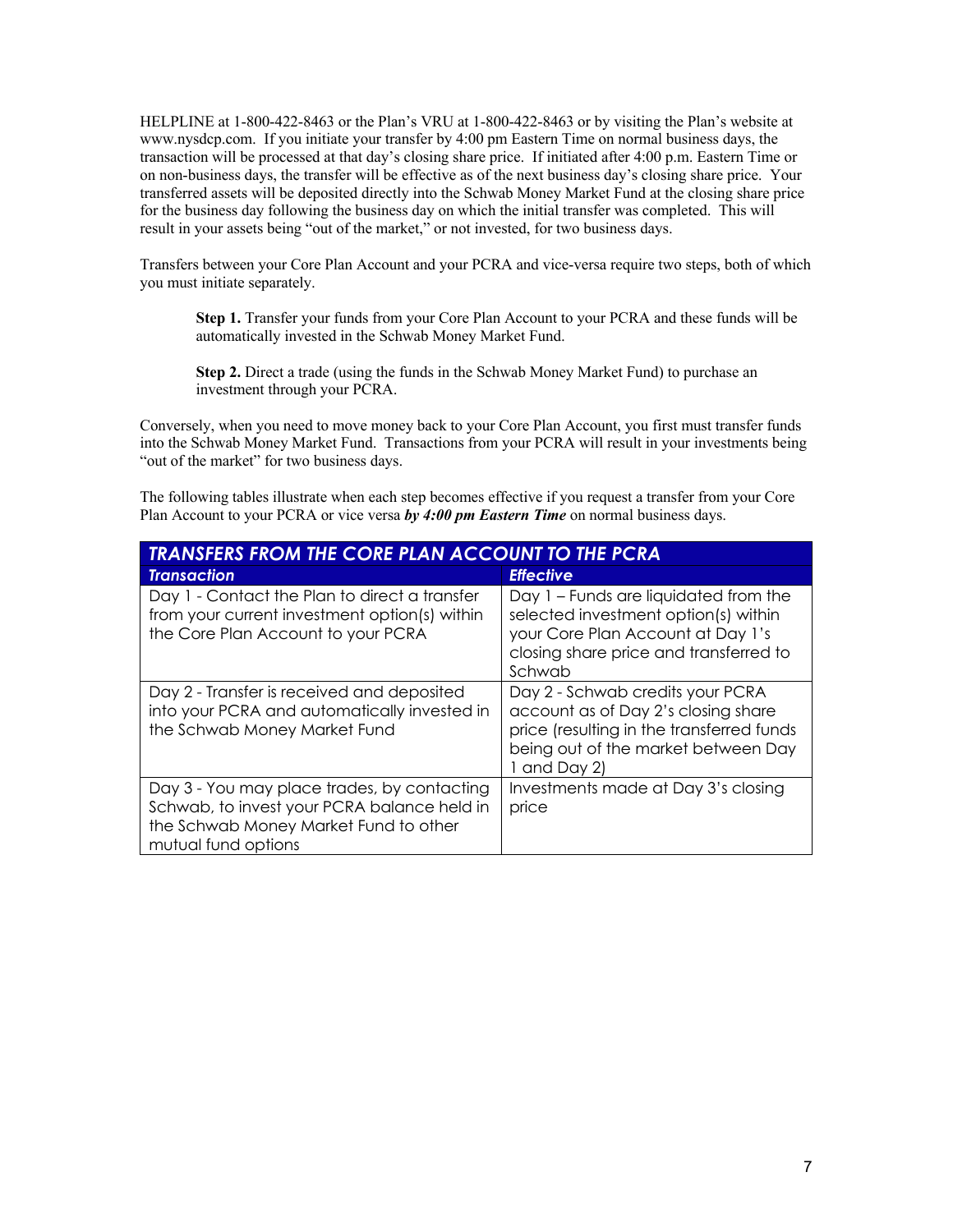HELPLINE at 1-800-422-8463 or the Plan's VRU at 1-800-422-8463 or by visiting the Plan's website at www.nysdcp.com. If you initiate your transfer by 4:00 pm Eastern Time on normal business days, the transaction will be processed at that day's closing share price. If initiated after 4:00 p.m. Eastern Time or on non-business days, the transfer will be effective as of the next business day's closing share price. Your transferred assets will be deposited directly into the Schwab Money Market Fund at the closing share price for the business day following the business day on which the initial transfer was completed. This will result in your assets being "out of the market," or not invested, for two business days.

Transfers between your Core Plan Account and your PCRA and vice-versa require two steps, both of which you must initiate separately.

> **Step 1.** Transfer your funds from your Core Plan Account to your PCRA and these funds will be automatically invested in the Schwab Money Market Fund.
>
> **Step 2.** Direct a trade (using the funds in the Schwab Money Market Fund) to purchase an investment through your PCRA.

Conversely, when you need to move money back to your Core Plan Account, you first must transfer funds into the Schwab Money Market Fund. Transactions from your PCRA will result in your investments being "out of the market" for two business days.

The following tables illustrate when each step becomes effective if you request a transfer from your Core Plan Account to your PCRA or vice versa ***by 4:00 pm Eastern Time*** on normal business days.

| ***TRANSFERS FROM THE CORE PLAN ACCOUNT TO THE PCRA*** | |
|---|---|
| ***Transaction*** | ***Effective*** |
| Day 1 - Contact the Plan to direct a transfer from your current investment option(s) within the Core Plan Account to your PCRA | Day 1 – Funds are liquidated from the selected investment option(s) within your Core Plan Account at Day 1's closing share price and transferred to Schwab |
| Day 2 - Transfer is received and deposited into your PCRA and automatically invested in the Schwab Money Market Fund | Day 2 - Schwab credits your PCRA account as of Day 2's closing share price (resulting in the transferred funds being out of the market between Day 1 and Day 2) |
| Day 3 - You may place trades, by contacting Schwab, to invest your PCRA balance held in the Schwab Money Market Fund to other mutual fund options | Investments made at Day 3's closing price |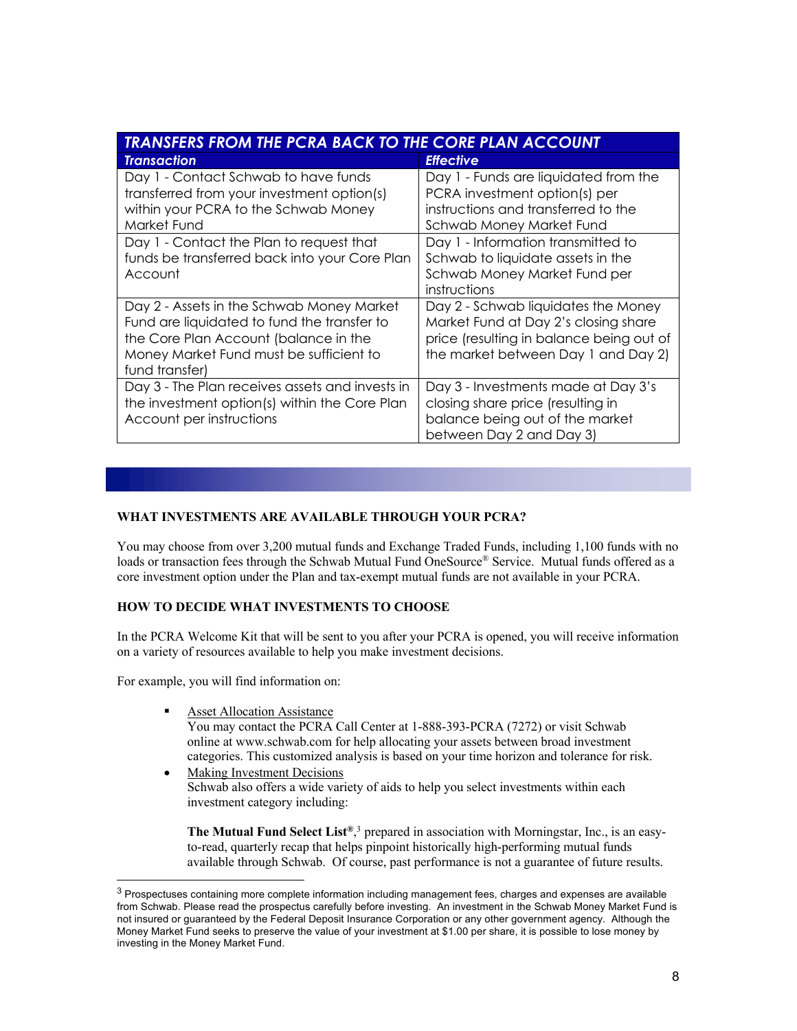| TRANSFERS FROM THE PCRA BACK TO THE CORE PLAN ACCOUNT | |
|---|---|
| ***Transaction*** | ***Effective*** |
| Day 1 - Contact Schwab to have funds transferred from your investment option(s) within your PCRA to the Schwab Money Market Fund | Day 1 - Funds are liquidated from the PCRA investment option(s) per instructions and transferred to the Schwab Money Market Fund |
| Day 1 - Contact the Plan to request that funds be transferred back into your Core Plan Account | Day 1 - Information transmitted to Schwab to liquidate assets in the Schwab Money Market Fund per instructions |
| Day 2 - Assets in the Schwab Money Market Fund are liquidated to fund the transfer to the Core Plan Account (balance in the Money Market Fund must be sufficient to fund transfer) | Day 2 - Schwab liquidates the Money Market Fund at Day 2's closing share price (resulting in balance being out of the market between Day 1 and Day 2) |
| Day 3 - The Plan receives assets and invests in the investment option(s) within the Core Plan Account per instructions | Day 3 - Investments made at Day 3's closing share price (resulting in balance being out of the market between Day 2 and Day 3) |

**WHAT INVESTMENTS ARE AVAILABLE THROUGH YOUR PCRA?**

You may choose from over 3,200 mutual funds and Exchange Traded Funds, including 1,100 funds with no loads or transaction fees through the Schwab Mutual Fund OneSource® Service. Mutual funds offered as a core investment option under the Plan and tax-exempt mutual funds are not available in your PCRA.

**HOW TO DECIDE WHAT INVESTMENTS TO CHOOSE**

In the PCRA Welcome Kit that will be sent to you after your PCRA is opened, you will receive information on a variety of resources available to help you make investment decisions.

For example, you will find information on:

- Asset Allocation Assistance
  You may contact the PCRA Call Center at 1-888-393-PCRA (7272) or visit Schwab online at www.schwab.com for help allocating your assets between broad investment categories. This customized analysis is based on your time horizon and tolerance for risk.
- Making Investment Decisions
  Schwab also offers a wide variety of aids to help you select investments within each investment category including:

  **The Mutual Fund Select List®**,[3] prepared in association with Morningstar, Inc., is an easy-to-read, quarterly recap that helps pinpoint historically high-performing mutual funds available through Schwab. Of course, past performance is not a guarantee of future results.

[3] Prospectuses containing more complete information including management fees, charges and expenses are available from Schwab. Please read the prospectus carefully before investing. An investment in the Schwab Money Market Fund is not insured or guaranteed by the Federal Deposit Insurance Corporation or any other government agency. Although the Money Market Fund seeks to preserve the value of your investment at $1.00 per share, it is possible to lose money by investing in the Money Market Fund.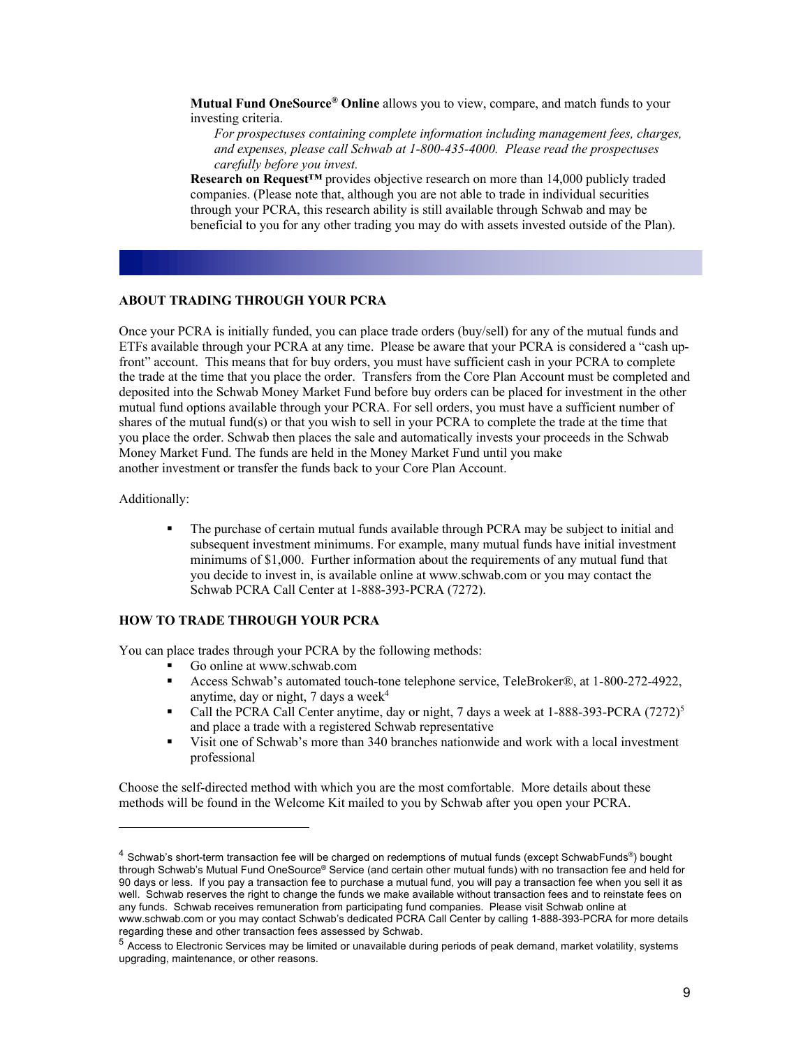**Mutual Fund OneSource® Online** allows you to view, compare, and match funds to your investing criteria.

*For prospectuses containing complete information including management fees, charges, and expenses, please call Schwab at 1-800-435-4000. Please read the prospectuses carefully before you invest.*

**Research on Request™** provides objective research on more than 14,000 publicly traded companies. (Please note that, although you are not able to trade in individual securities through your PCRA, this research ability is still available through Schwab and may be beneficial to you for any other trading you may do with assets invested outside of the Plan).

## ABOUT TRADING THROUGH YOUR PCRA

Once your PCRA is initially funded, you can place trade orders (buy/sell) for any of the mutual funds and ETFs available through your PCRA at any time. Please be aware that your PCRA is considered a "cash up-front" account. This means that for buy orders, you must have sufficient cash in your PCRA to complete the trade at the time that you place the order. Transfers from the Core Plan Account must be completed and deposited into the Schwab Money Market Fund before buy orders can be placed for investment in the other mutual fund options available through your PCRA. For sell orders, you must have a sufficient number of shares of the mutual fund(s) or that you wish to sell in your PCRA to complete the trade at the time that you place the order. Schwab then places the sale and automatically invests your proceeds in the Schwab Money Market Fund. The funds are held in the Money Market Fund until you make another investment or transfer the funds back to your Core Plan Account.

Additionally:

- The purchase of certain mutual funds available through PCRA may be subject to initial and subsequent investment minimums. For example, many mutual funds have initial investment minimums of $1,000. Further information about the requirements of any mutual fund that you decide to invest in, is available online at www.schwab.com or you may contact the Schwab PCRA Call Center at 1-888-393-PCRA (7272).

## HOW TO TRADE THROUGH YOUR PCRA

You can place trades through your PCRA by the following methods:

- Go online at www.schwab.com
- Access Schwab's automated touch-tone telephone service, TeleBroker®, at 1-800-272-4922, anytime, day or night, 7 days a week[4]
- Call the PCRA Call Center anytime, day or night, 7 days a week at 1-888-393-PCRA (7272)[5] and place a trade with a registered Schwab representative
- Visit one of Schwab's more than 340 branches nationwide and work with a local investment professional

Choose the self-directed method with which you are the most comfortable. More details about these methods will be found in the Welcome Kit mailed to you by Schwab after you open your PCRA.

---

[4] Schwab's short-term transaction fee will be charged on redemptions of mutual funds (except SchwabFunds®) bought through Schwab's Mutual Fund OneSource® Service (and certain other mutual funds) with no transaction fee and held for 90 days or less. If you pay a transaction fee to purchase a mutual fund, you will pay a transaction fee when you sell it as well. Schwab reserves the right to change the funds we make available without transaction fees and to reinstate fees on any funds. Schwab receives remuneration from participating fund companies. Please visit Schwab online at www.schwab.com or you may contact Schwab's dedicated PCRA Call Center by calling 1-888-393-PCRA for more details regarding these and other transaction fees assessed by Schwab.

[5] Access to Electronic Services may be limited or unavailable during periods of peak demand, market volatility, systems upgrading, maintenance, or other reasons.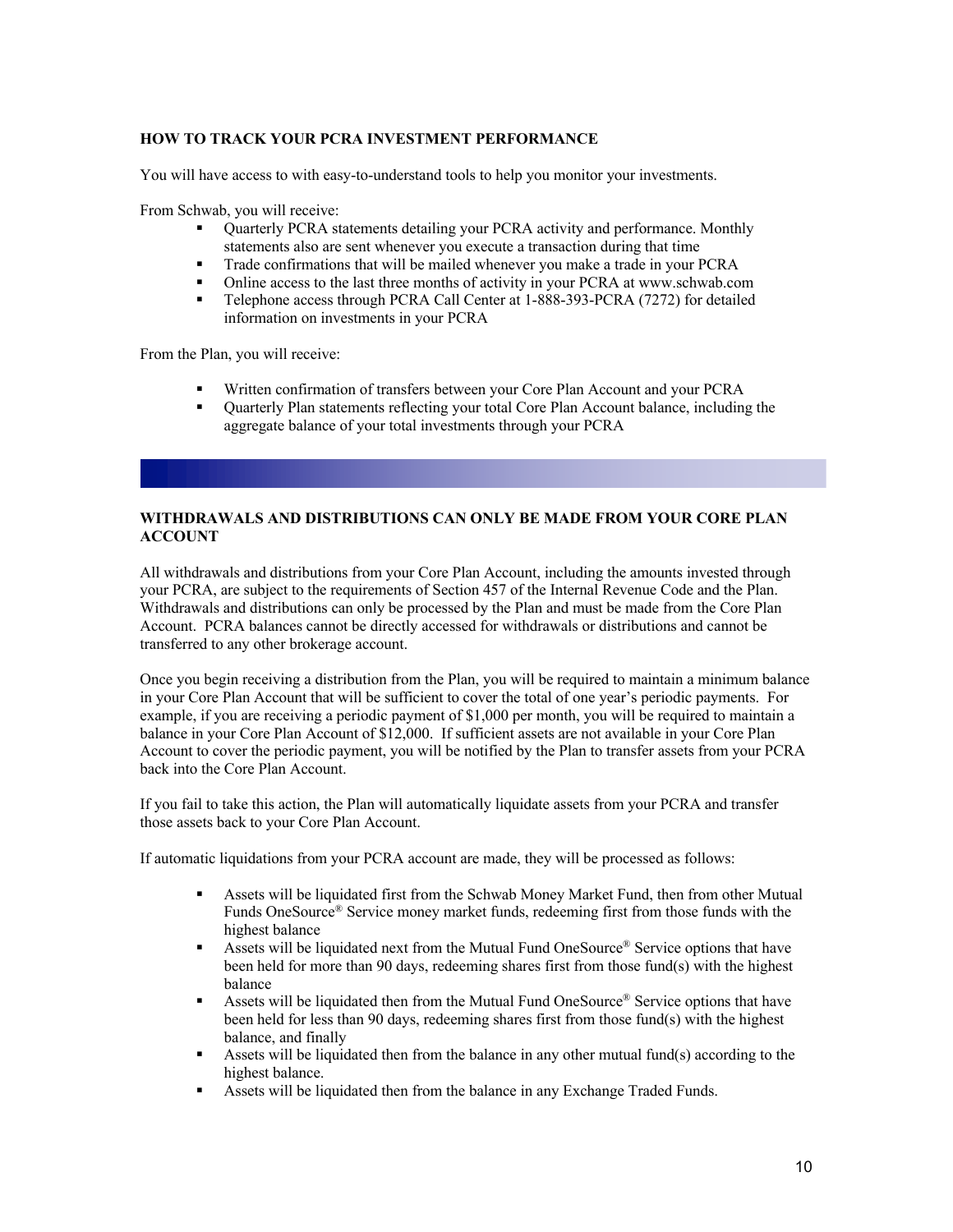## HOW TO TRACK YOUR PCRA INVESTMENT PERFORMANCE

You will have access to with easy-to-understand tools to help you monitor your investments.

From Schwab, you will receive:

- Quarterly PCRA statements detailing your PCRA activity and performance. Monthly statements also are sent whenever you execute a transaction during that time
- Trade confirmations that will be mailed whenever you make a trade in your PCRA
- Online access to the last three months of activity in your PCRA at www.schwab.com
- Telephone access through PCRA Call Center at 1-888-393-PCRA (7272) for detailed information on investments in your PCRA

From the Plan, you will receive:

- Written confirmation of transfers between your Core Plan Account and your PCRA
- Quarterly Plan statements reflecting your total Core Plan Account balance, including the aggregate balance of your total investments through your PCRA

## WITHDRAWALS AND DISTRIBUTIONS CAN ONLY BE MADE FROM YOUR CORE PLAN ACCOUNT

All withdrawals and distributions from your Core Plan Account, including the amounts invested through your PCRA, are subject to the requirements of Section 457 of the Internal Revenue Code and the Plan. Withdrawals and distributions can only be processed by the Plan and must be made from the Core Plan Account. PCRA balances cannot be directly accessed for withdrawals or distributions and cannot be transferred to any other brokerage account.

Once you begin receiving a distribution from the Plan, you will be required to maintain a minimum balance in your Core Plan Account that will be sufficient to cover the total of one year's periodic payments. For example, if you are receiving a periodic payment of $1,000 per month, you will be required to maintain a balance in your Core Plan Account of $12,000. If sufficient assets are not available in your Core Plan Account to cover the periodic payment, you will be notified by the Plan to transfer assets from your PCRA back into the Core Plan Account.

If you fail to take this action, the Plan will automatically liquidate assets from your PCRA and transfer those assets back to your Core Plan Account.

If automatic liquidations from your PCRA account are made, they will be processed as follows:

- Assets will be liquidated first from the Schwab Money Market Fund, then from other Mutual Funds OneSource® Service money market funds, redeeming first from those funds with the highest balance
- Assets will be liquidated next from the Mutual Fund OneSource® Service options that have been held for more than 90 days, redeeming shares first from those fund(s) with the highest balance
- Assets will be liquidated then from the Mutual Fund OneSource® Service options that have been held for less than 90 days, redeeming shares first from those fund(s) with the highest balance, and finally
- Assets will be liquidated then from the balance in any other mutual fund(s) according to the highest balance.
- Assets will be liquidated then from the balance in any Exchange Traded Funds.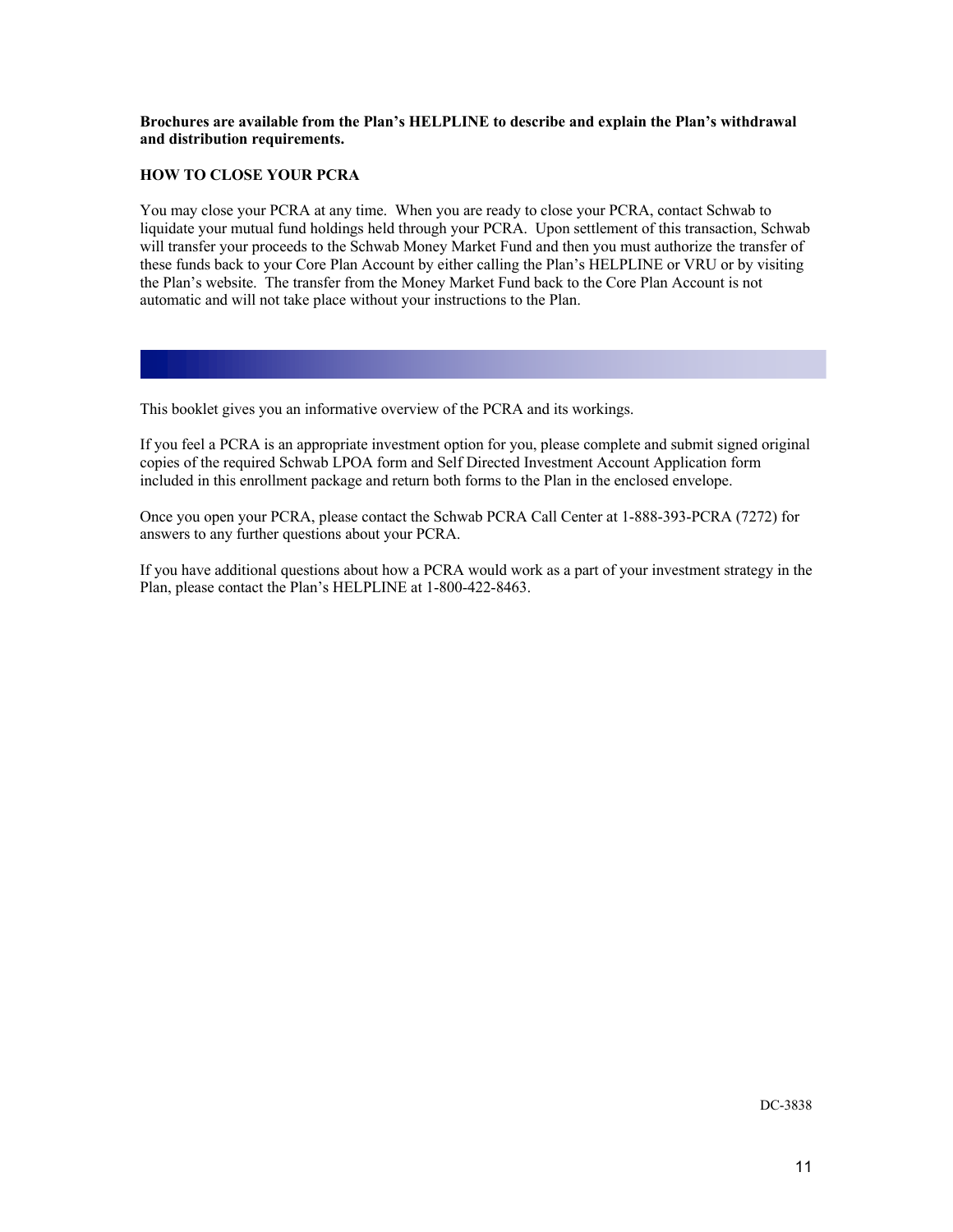**Brochures are available from the Plan's HELPLINE to describe and explain the Plan's withdrawal and distribution requirements.**

**HOW TO CLOSE YOUR PCRA**

You may close your PCRA at any time. When you are ready to close your PCRA, contact Schwab to liquidate your mutual fund holdings held through your PCRA. Upon settlement of this transaction, Schwab will transfer your proceeds to the Schwab Money Market Fund and then you must authorize the transfer of these funds back to your Core Plan Account by either calling the Plan's HELPLINE or VRU or by visiting the Plan's website. The transfer from the Money Market Fund back to the Core Plan Account is not automatic and will not take place without your instructions to the Plan.

---

This booklet gives you an informative overview of the PCRA and its workings.

If you feel a PCRA is an appropriate investment option for you, please complete and submit signed original copies of the required Schwab LPOA form and Self Directed Investment Account Application form included in this enrollment package and return both forms to the Plan in the enclosed envelope.

Once you open your PCRA, please contact the Schwab PCRA Call Center at 1-888-393-PCRA (7272) for answers to any further questions about your PCRA.

If you have additional questions about how a PCRA would work as a part of your investment strategy in the Plan, please contact the Plan's HELPLINE at 1-800-422-8463.

DC-3838